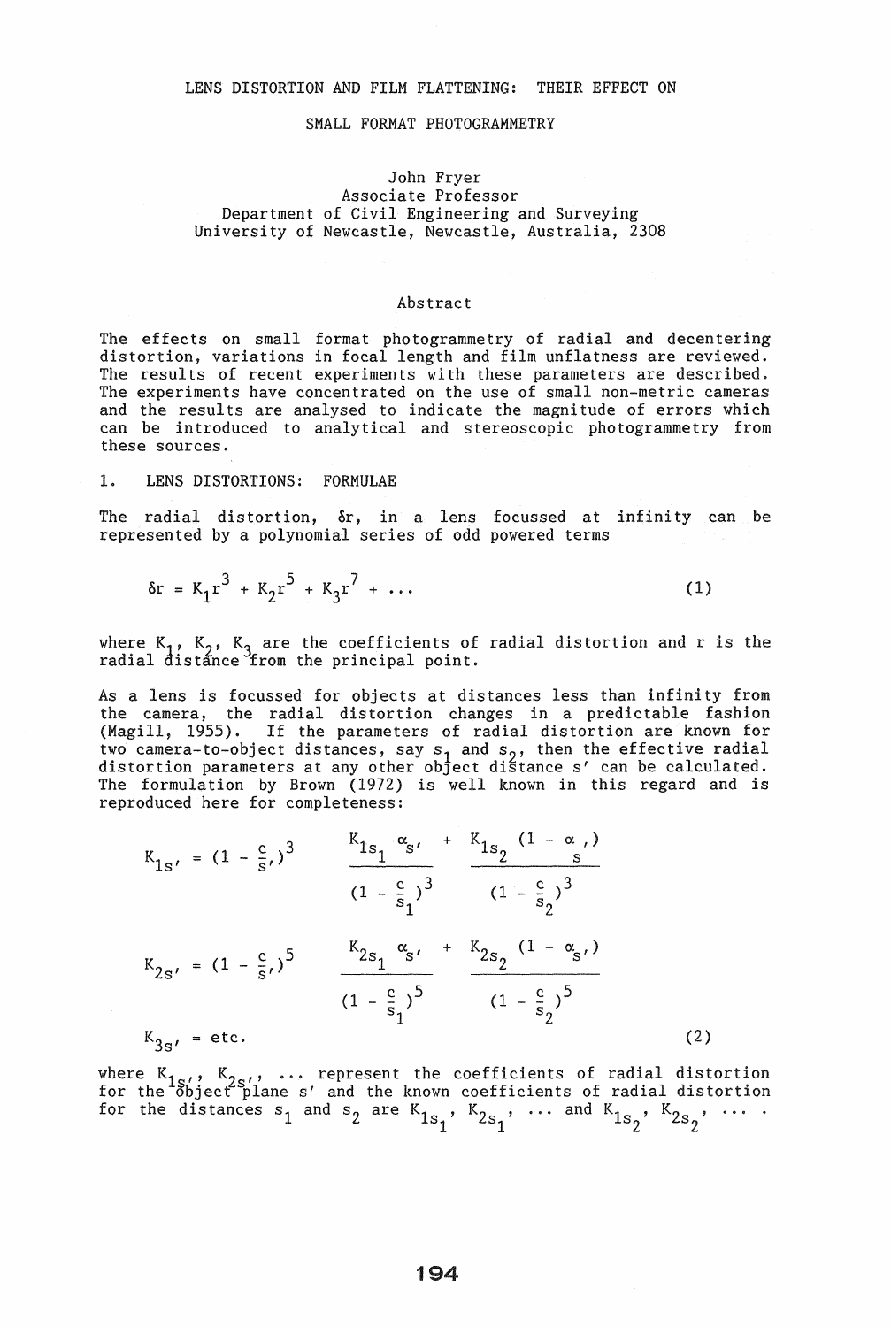# LENS DISTORTION AND FILM FLATTENING: THEIR EFFECT ON SMALL FORMAT PHOTOGRAMMETRY

John Fryer
Associate Professor
Department of Civil Engineering and Surveying
University of Newcastle, Newcastle, Australia, 2308

## Abstract

The effects on small format photogrammetry of radial and decentering distortion, variations in focal length and film unflatness are reviewed. The results of recent experiments with these parameters are described. The experiments have concentrated on the use of small non-metric cameras and the results are analysed to indicate the magnitude of errors which can be introduced to analytical and stereoscopic photogrammetry from these sources.

## 1. LENS DISTORTIONS: FORMULAE

The radial distortion, $\delta r$, in a lens focussed at infinity can be represented by a polynomial series of odd powered terms

$$\delta r = K_1 r^3 + K_2 r^5 + K_3 r^7 + \ldots \tag{1}$$

where $K_1$, $K_2$, $K_3$ are the coefficients of radial distortion and r is the radial distance from the principal point.

As a lens is focussed for objects at distances less than infinity from the camera, the radial distortion changes in a predictable fashion (Magill, 1955). If the parameters of radial distortion are known for two camera-to-object distances, say $s_1$ and $s_2$, then the effective radial distortion parameters at any other object distance s' can be calculated. The formulation by Brown (1972) is well known in this regard and is reproduced here for completeness:

$$K_{1s'} = \left(1 - \frac{c}{s'}\right)^3 \left[ \frac{K_{1s_1} \alpha_{s'}}{\left(1 - \frac{c}{s_1}\right)^3} + \frac{K_{1s_2} (1 - \alpha_{s'})}{\left(1 - \frac{c}{s_2}\right)^3} \right]$$

$$K_{2s'} = \left(1 - \frac{c}{s'}\right)^5 \left[ \frac{K_{2s_1} \alpha_{s'}}{\left(1 - \frac{c}{s_1}\right)^5} + \frac{K_{2s_2} (1 - \alpha_{s'})}{\left(1 - \frac{c}{s_2}\right)^5} \right]$$

$$K_{3s'} = \text{etc.} \tag{2}$$

where $K_{1s'}$, $K_{2s'}$, ... represent the coefficients of radial distortion for the object plane s' and the known coefficients of radial distortion for the distances $s_1$ and $s_2$ are $K_{1s_1}$, $K_{2s_1}$, ... and $K_{1s_2}$, $K_{2s_2}$, ... .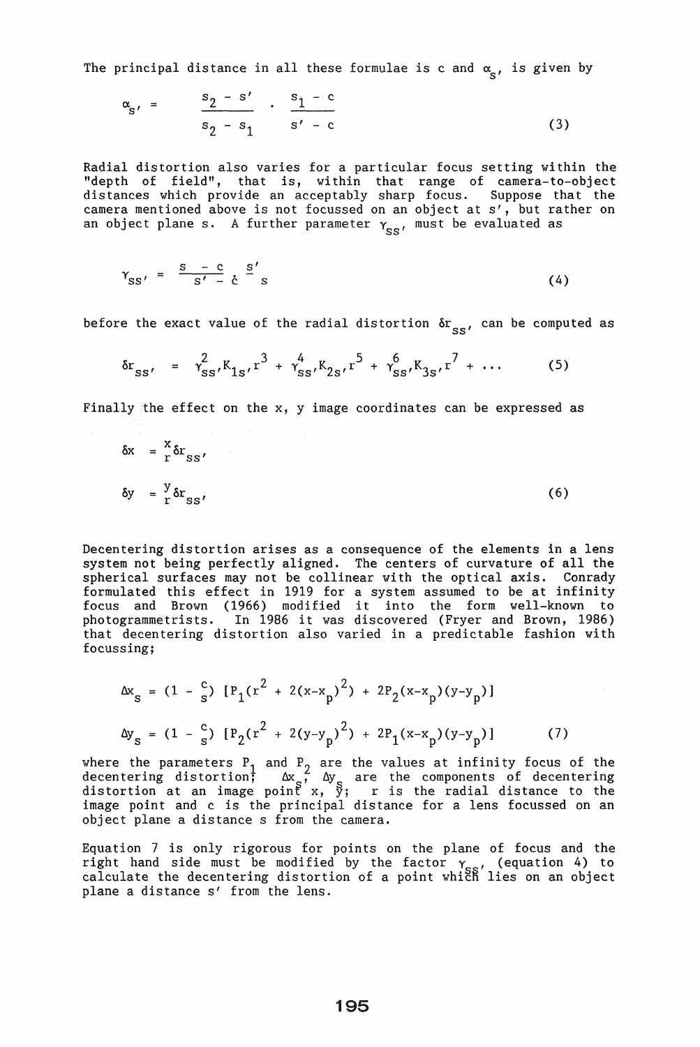The principal distance in all these formulae is c and $\alpha_{s'}$ is given by

$$\alpha_{s'} = \frac{s_2 - s'}{s_2 - s_1} \cdot \frac{s_1 - c}{s' - c} \tag{3}$$

Radial distortion also varies for a particular focus setting within the "depth of field", that is, within that range of camera-to-object distances which provide an acceptably sharp focus. Suppose that the camera mentioned above is not focussed on an object at s', but rather on an object plane s. A further parameter $\gamma_{ss'}$ must be evaluated as

$$\gamma_{ss'} = \frac{s - c}{s' - c} \cdot \frac{s'}{s} \tag{4}$$

before the exact value of the radial distortion $\delta r_{ss'}$ can be computed as

$$\delta r_{ss'} = \gamma_{ss'}^2 K_{1s'} r^3 + \gamma_{ss'}^4 K_{2s'} r^5 + \gamma_{ss'}^6 K_{3s'} r^7 + \ldots \tag{5}$$

Finally the effect on the x, y image coordinates can be expressed as

$$\delta x = \frac{x}{r} \delta r_{ss'}$$

$$\delta y = \frac{y}{r} \delta r_{ss'} \tag{6}$$

Decentering distortion arises as a consequence of the elements in a lens system not being perfectly aligned. The centers of curvature of all the spherical surfaces may not be collinear with the optical axis. Conrady formulated this effect in 1919 for a system assumed to be at infinity focus and Brown (1966) modified it into the form well-known to photogrammetrists. In 1986 it was discovered (Fryer and Brown, 1986) that decentering distortion also varied in a predictable fashion with focussing;

$$\Delta x_s = (1 - \frac{c}{s}) \left[P_1(r^2 + 2(x-x_p)^2) + 2P_2(x-x_p)(y-y_p)\right]$$

$$\Delta y_s = (1 - \frac{c}{s}) \left[P_2(r^2 + 2(y-y_p)^2) + 2P_1(x-x_p)(y-y_p)\right] \tag{7}$$

where the parameters $P_1$ and $P_2$ are the values at infinity focus of the decentering distortion; $\Delta x_s$, $\Delta y_s$ are the components of decentering distortion at an image point x, y; r is the radial distance to the image point and c is the principal distance for a lens focussed on an object plane a distance s from the camera.

Equation 7 is only rigorous for points on the plane of focus and the right hand side must be modified by the factor $\gamma_{ss'}$ (equation 4) to calculate the decentering distortion of a point which lies on an object plane a distance s' from the lens.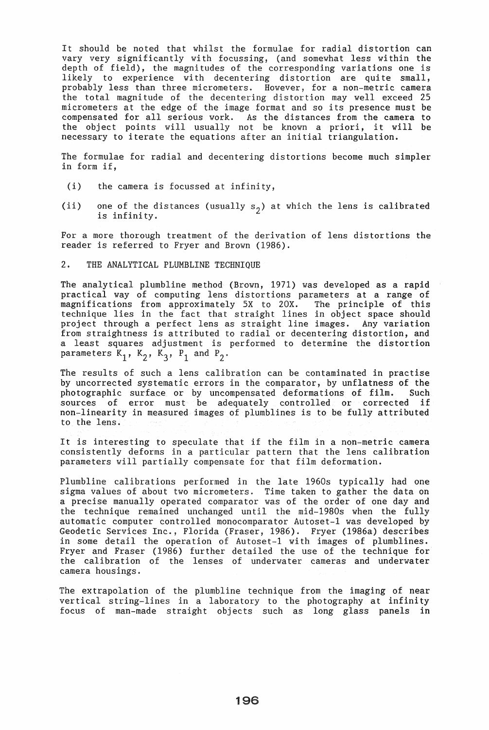It should be noted that whilst the formulae for radial distortion can vary very significantly with focussing, (and somewhat less within the depth of field), the magnitudes of the corresponding variations one is likely to experience with decentering distortion are quite small, probably less than three micrometers. However, for a non-metric camera the total magnitude of the decentering distortion may well exceed 25 micrometers at the edge of the image format and so its presence must be compensated for all serious work. As the distances from the camera to the object points will usually not be known a priori, it will be necessary to iterate the equations after an initial triangulation.

The formulae for radial and decentering distortions become much simpler in form if,

(i) the camera is focussed at infinity,

(ii) one of the distances (usually $s_2$) at which the lens is calibrated is infinity.

For a more thorough treatment of the derivation of lens distortions the reader is referred to Fryer and Brown (1986).

## 2. THE ANALYTICAL PLUMBLINE TECHNIQUE

The analytical plumbline method (Brown, 1971) was developed as a rapid practical way of computing lens distortions parameters at a range of magnifications from approximately 5X to 20X. The principle of this technique lies in the fact that straight lines in object space should project through a perfect lens as straight line images. Any variation from straightness is attributed to radial or decentering distortion, and a least squares adjustment is performed to determine the distortion parameters $K_1$, $K_2$, $K_3$, $P_1$ and $P_2$.

The results of such a lens calibration can be contaminated in practise by uncorrected systematic errors in the comparator, by unflatness of the photographic surface or by uncompensated deformations of film. Such sources of error must be adequately controlled or corrected if non-linearity in measured images of plumblines is to be fully attributed to the lens.

It is interesting to speculate that if the film in a non-metric camera consistently deforms in a particular pattern that the lens calibration parameters will partially compensate for that film deformation.

Plumbline calibrations performed in the late 1960s typically had one sigma values of about two micrometers. Time taken to gather the data on a precise manually operated comparator was of the order of one day and the technique remained unchanged until the mid-1980s when the fully automatic computer controlled monocomparator Autoset-1 was developed by Geodetic Services Inc., Florida (Fraser, 1986). Fryer (1986a) describes in some detail the operation of Autoset-1 with images of plumblines. Fryer and Fraser (1986) further detailed the use of the technique for the calibration of the lenses of underwater cameras and underwater camera housings.

The extrapolation of the plumbline technique from the imaging of near vertical string-lines in a laboratory to the photography at infinity focus of man-made straight objects such as long glass panels in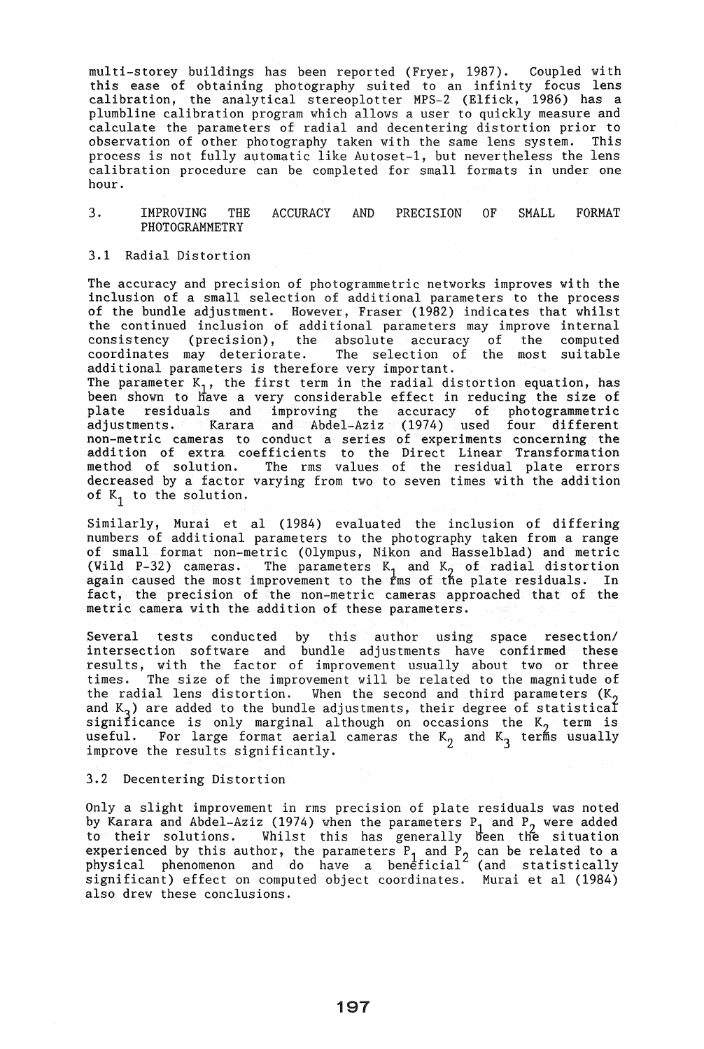multi-storey buildings has been reported (Fryer, 1987). Coupled with this ease of obtaining photography suited to an infinity focus lens calibration, the analytical stereoplotter MPS-2 (Elfick, 1986) has a plumbline calibration program which allows a user to quickly measure and calculate the parameters of radial and decentering distortion prior to observation of other photography taken with the same lens system. This process is not fully automatic like Autoset-1, but nevertheless the lens calibration procedure can be completed for small formats in under one hour.

## 3. IMPROVING THE ACCURACY AND PRECISION OF SMALL FORMAT PHOTOGRAMMETRY

### 3.1 Radial Distortion

The accuracy and precision of photogrammetric networks improves with the inclusion of a small selection of additional parameters to the process of the bundle adjustment. However, Fraser (1982) indicates that whilst the continued inclusion of additional parameters may improve internal consistency (precision), the absolute accuracy of the computed coordinates may deteriorate. The selection of the most suitable additional parameters is therefore very important.

The parameter $K_1$, the first term in the radial distortion equation, has been shown to have a very considerable effect in reducing the size of plate residuals and improving the accuracy of photogrammetric adjustments. Karara and Abdel-Aziz (1974) used four different non-metric cameras to conduct a series of experiments concerning the addition of extra coefficients to the Direct Linear Transformation method of solution. The rms values of the residual plate errors decreased by a factor varying from two to seven times with the addition of $K_1$ to the solution.

Similarly, Murai et al (1984) evaluated the inclusion of differing numbers of additional parameters to the photography taken from a range of small format non-metric (Olympus, Nikon and Hasselblad) and metric (Wild P-32) cameras. The parameters $K_1$ and $K_2$ of radial distortion again caused the most improvement to the rms of the plate residuals. In fact, the precision of the non-metric cameras approached that of the metric camera with the addition of these parameters.

Several tests conducted by this author using space resection/intersection software and bundle adjustments have confirmed these results, with the factor of improvement usually about two or three times. The size of the improvement will be related to the magnitude of the radial lens distortion. When the second and third parameters ($K_2$ and $K_3$) are added to the bundle adjustments, their degree of statistical significance is only marginal although on occasions the $K_2$ term is useful. For large format aerial cameras the $K_2$ and $K_3$ terms usually improve the results significantly.

### 3.2 Decentering Distortion

Only a slight improvement in rms precision of plate residuals was noted by Karara and Abdel-Aziz (1974) when the parameters $P_1$ and $P_2$ were added to their solutions. Whilst this has generally been the situation experienced by this author, the parameters $P_1$ and $P_2$ can be related to a physical phenomenon and do have a beneficial (and statistically significant) effect on computed object coordinates. Murai et al (1984) also drew these conclusions.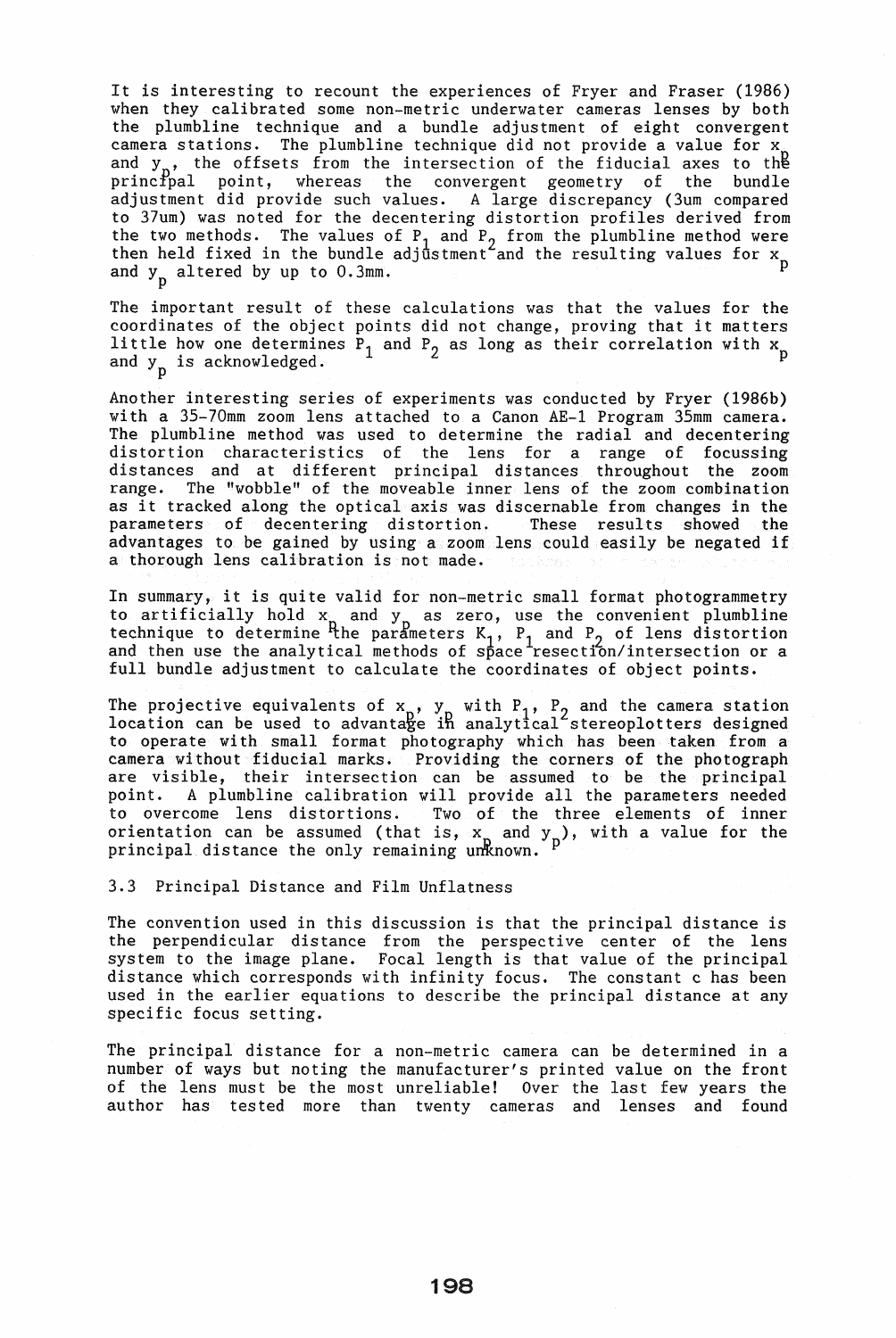It is interesting to recount the experiences of Fryer and Fraser (1986) when they calibrated some non-metric underwater cameras lenses by both the plumbline technique and a bundle adjustment of eight convergent camera stations. The plumbline technique did not provide a value for $x_p$ and $y_p$, the offsets from the intersection of the fiducial axes to the principal point, whereas the convergent geometry of the bundle adjustment did provide such values. A large discrepancy (3um compared to 37um) was noted for the decentering distortion profiles derived from the two methods. The values of $P_1$ and $P_2$ from the plumbline method were then held fixed in the bundle adjustment and the resulting values for $x_p$ and $y_p$ altered by up to 0.3mm.

The important result of these calculations was that the values for the coordinates of the object points did not change, proving that it matters little how one determines $P_1$ and $P_2$ as long as their correlation with $x_p$ and $y_p$ is acknowledged.

Another interesting series of experiments was conducted by Fryer (1986b) with a 35-70mm zoom lens attached to a Canon AE-1 Program 35mm camera. The plumbline method was used to determine the radial and decentering distortion characteristics of the lens for a range of focussing distances and at different principal distances throughout the zoom range. The "wobble" of the moveable inner lens of the zoom combination as it tracked along the optical axis was discernable from changes in the parameters of decentering distortion. These results showed the advantages to be gained by using a zoom lens could easily be negated if a thorough lens calibration is not made.

In summary, it is quite valid for non-metric small format photogrammetry to artificially hold $x_p$ and $y_p$ as zero, use the convenient plumbline technique to determine the parameters $K_1$, $P_1$ and $P_2$ of lens distortion and then use the analytical methods of space resection/intersection or a full bundle adjustment to calculate the coordinates of object points.

The projective equivalents of $x_p$, $y_p$ with $P_1$, $P_2$ and the camera station location can be used to advantage in analytical stereoplotters designed to operate with small format photography which has been taken from a camera without fiducial marks. Providing the corners of the photograph are visible, their intersection can be assumed to be the principal point. A plumbline calibration will provide all the parameters needed to overcome lens distortions. Two of the three elements of inner orientation can be assumed (that is, $x_p$ and $y_p$), with a value for the principal distance the only remaining unknown.

### 3.3 Principal Distance and Film Unflatness

The convention used in this discussion is that the principal distance is the perpendicular distance from the perspective center of the lens system to the image plane. Focal length is that value of the principal distance which corresponds with infinity focus. The constant c has been used in the earlier equations to describe the principal distance at any specific focus setting.

The principal distance for a non-metric camera can be determined in a number of ways but noting the manufacturer's printed value on the front of the lens must be the most unreliable! Over the last few years the author has tested more than twenty cameras and lenses and found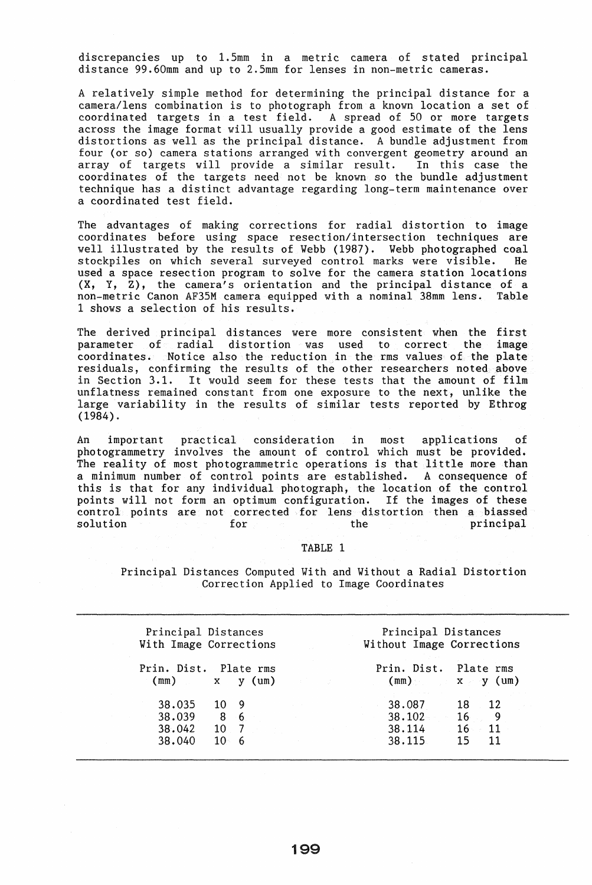discrepancies up to 1.5mm in a metric camera of stated principal distance 99.60mm and up to 2.5mm for lenses in non-metric cameras.

A relatively simple method for determining the principal distance for a camera/lens combination is to photograph from a known location a set of coordinated targets in a test field. A spread of 50 or more targets across the image format will usually provide a good estimate of the lens distortions as well as the principal distance. A bundle adjustment from four (or so) camera stations arranged with convergent geometry around an array of targets will provide a similar result. In this case the coordinates of the targets need not be known so the bundle adjustment technique has a distinct advantage regarding long-term maintenance over a coordinated test field.

The advantages of making corrections for radial distortion to image coordinates before using space resection/intersection techniques are well illustrated by the results of Webb (1987). Webb photographed coal stockpiles on which several surveyed control marks were visible. He used a space resection program to solve for the camera station locations (X, Y, Z), the camera's orientation and the principal distance of a non-metric Canon AF35M camera equipped with a nominal 38mm lens. Table 1 shows a selection of his results.

The derived principal distances were more consistent when the first parameter of radial distortion was used to correct the image coordinates. Notice also the reduction in the rms values of the plate residuals, confirming the results of the other researchers noted above in Section 3.1. It would seem for these tests that the amount of film unflatness remained constant from one exposure to the next, unlike the large variability in the results of similar tests reported by Ethrog (1984).

An important practical consideration in most applications of photogrammetry involves the amount of control which must be provided. The reality of most photogrammetric operations is that little more than a minimum number of control points are established. A consequence of this is that for any individual photograph, the location of the control points will not form an optimum configuration. If the images of these control points are not corrected for lens distortion then a biassed solution for the principal

TABLE 1

Principal Distances Computed With and Without a Radial Distortion Correction Applied to Image Coordinates

| Principal Distances With Image Corrections | | | Principal Distances Without Image Corrections | | |
|---|---|---|---|---|---|
| Prin. Dist. (mm) | Plate rms x (um) | Plate rms y (um) | Prin. Dist. (mm) | Plate rms x (um) | Plate rms y (um) |
| 38.035 | 10 | 9 | 38.087 | 18 | 12 |
| 38.039 | 8 | 6 | 38.102 | 16 | 9 |
| 38.042 | 10 | 7 | 38.114 | 16 | 11 |
| 38.040 | 10 | 6 | 38.115 | 15 | 11 |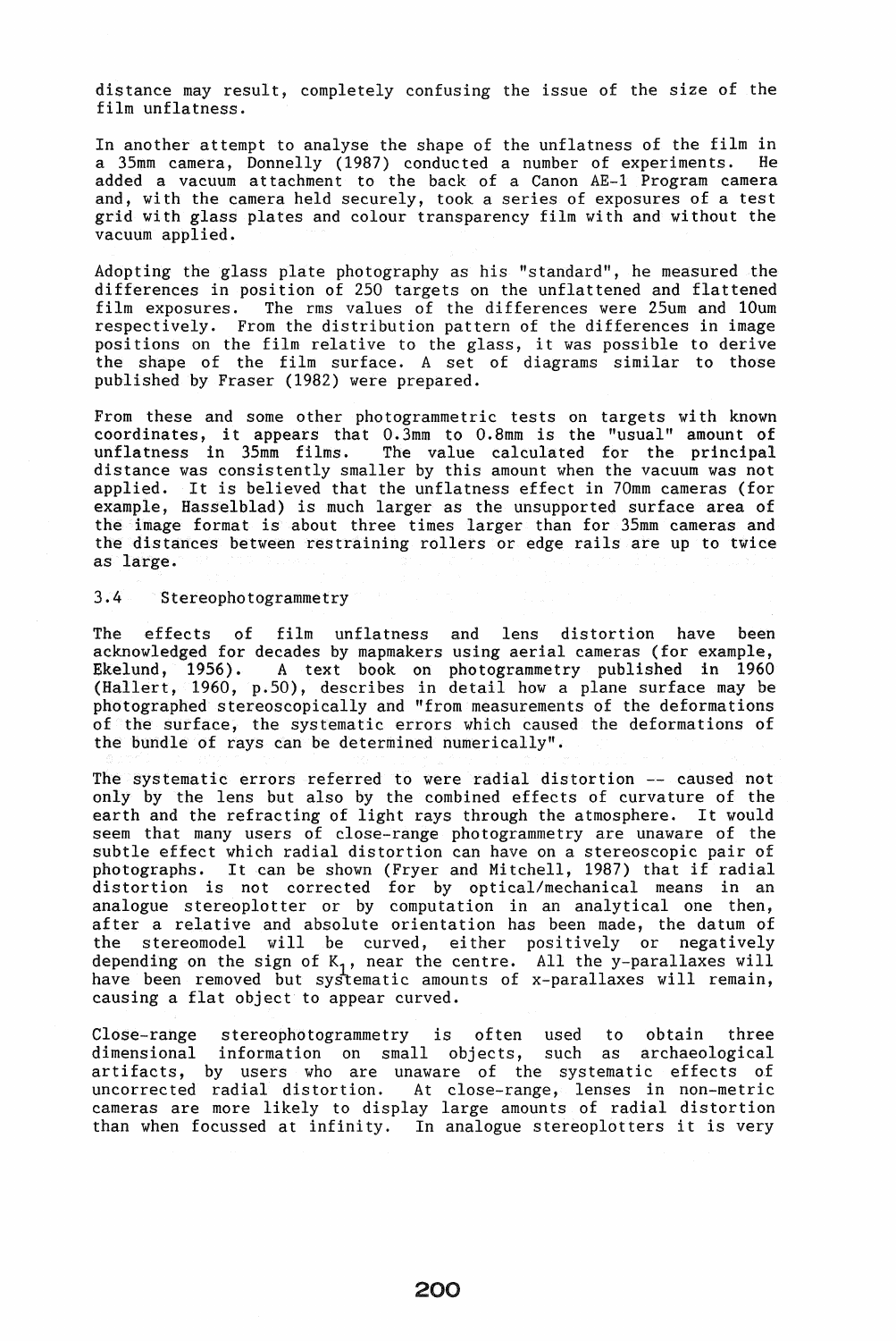distance may result, completely confusing the issue of the size of the film unflatness.

In another attempt to analyse the shape of the unflatness of the film in a 35mm camera, Donnelly (1987) conducted a number of experiments. He added a vacuum attachment to the back of a Canon AE-1 Program camera and, with the camera held securely, took a series of exposures of a test grid with glass plates and colour transparency film with and without the vacuum applied.

Adopting the glass plate photography as his "standard", he measured the differences in position of 250 targets on the unflattened and flattened film exposures. The rms values of the differences were 25um and 10um respectively. From the distribution pattern of the differences in image positions on the film relative to the glass, it was possible to derive the shape of the film surface. A set of diagrams similar to those published by Fraser (1982) were prepared.

From these and some other photogrammetric tests on targets with known coordinates, it appears that 0.3mm to 0.8mm is the "usual" amount of unflatness in 35mm films. The value calculated for the principal distance was consistently smaller by this amount when the vacuum was not applied. It is believed that the unflatness effect in 70mm cameras (for example, Hasselblad) is much larger as the unsupported surface area of the image format is about three times larger than for 35mm cameras and the distances between restraining rollers or edge rails are up to twice as large.

## 3.4 Stereophotogrammetry

The effects of film unflatness and lens distortion have been acknowledged for decades by mapmakers using aerial cameras (for example, Ekelund, 1956). A text book on photogrammetry published in 1960 (Hallert, 1960, p.50), describes in detail how a plane surface may be photographed stereoscopically and "from measurements of the deformations of the surface, the systematic errors which caused the deformations of the bundle of rays can be determined numerically".

The systematic errors referred to were radial distortion -- caused not only by the lens but also by the combined effects of curvature of the earth and the refracting of light rays through the atmosphere. It would seem that many users of close-range photogrammetry are unaware of the subtle effect which radial distortion can have on a stereoscopic pair of photographs. It can be shown (Fryer and Mitchell, 1987) that if radial distortion is not corrected for by optical/mechanical means in an analogue stereoplotter or by computation in an analytical one then, after a relative and absolute orientation has been made, the datum of the stereomodel will be curved, either positively or negatively depending on the sign of $K_1$, near the centre. All the y-parallaxes will have been removed but systematic amounts of x-parallaxes will remain, causing a flat object to appear curved.

Close-range stereophotogrammetry is often used to obtain three dimensional information on small objects, such as archaeological artifacts, by users who are unaware of the systematic effects of uncorrected radial distortion. At close-range, lenses in non-metric cameras are more likely to display large amounts of radial distortion than when focussed at infinity. In analogue stereoplotters it is very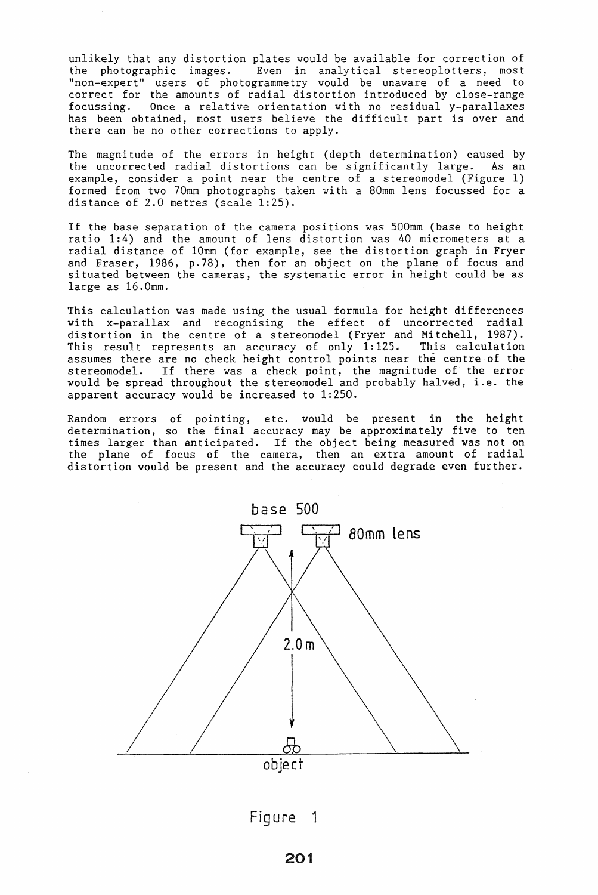unlikely that any distortion plates would be available for correction of the photographic images. Even in analytical stereoplotters, most "non-expert" users of photogrammetry would be unaware of a need to correct for the amounts of radial distortion introduced by close-range focussing. Once a relative orientation with no residual y-parallaxes has been obtained, most users believe the difficult part is over and there can be no other corrections to apply.

The magnitude of the errors in height (depth determination) caused by the uncorrected radial distortions can be significantly large. As an example, consider a point near the centre of a stereomodel (Figure 1) formed from two 70mm photographs taken with a 80mm lens focussed for a distance of 2.0 metres (scale 1:25).

If the base separation of the camera positions was 500mm (base to height ratio 1:4) and the amount of lens distortion was 40 micrometers at a radial distance of 10mm (for example, see the distortion graph in Fryer and Fraser, 1986, p.78), then for an object on the plane of focus and situated between the cameras, the systematic error in height could be as large as 16.0mm.

This calculation was made using the usual formula for height differences with x-parallax and recognising the effect of uncorrected radial distortion in the centre of a stereomodel (Fryer and Mitchell, 1987). This result represents an accuracy of only 1:125. This calculation assumes there are no check height control points near the centre of the stereomodel. If there was a check point, the magnitude of the error would be spread throughout the stereomodel and probably halved, i.e. the apparent accuracy would be increased to 1:250.

Random errors of pointing, etc. would be present in the height determination, so the final accuracy may be approximately five to ten times larger than anticipated. If the object being measured was not on the plane of focus of the camera, then an extra amount of radial distortion would be present and the accuracy could degrade even further.

base 500

80mm lens

2.0 m

object

Figure 1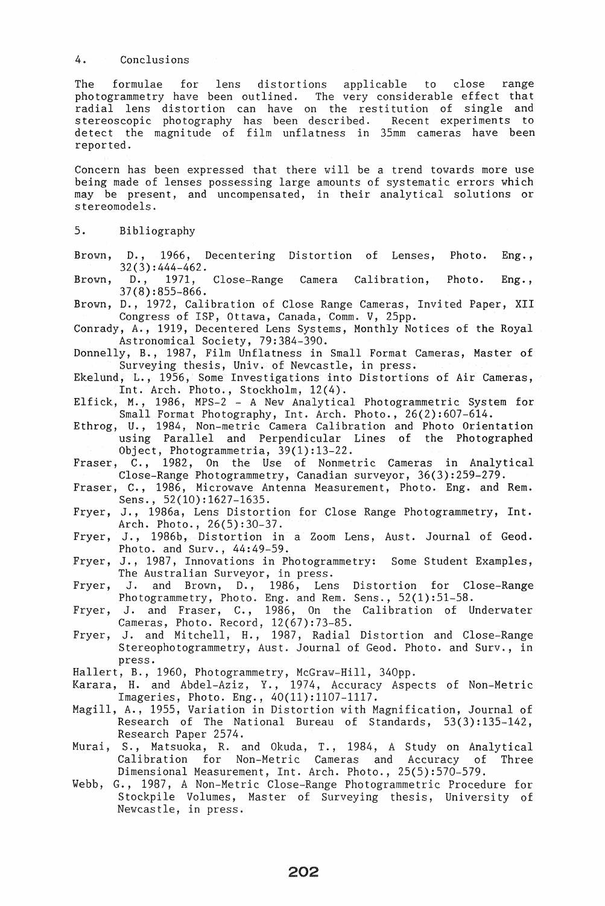## 4. Conclusions

The formulae for lens distortions applicable to close range photogrammetry have been outlined. The very considerable effect that radial lens distortion can have on the restitution of single and stereoscopic photography has been described. Recent experiments to detect the magnitude of film unflatness in 35mm cameras have been reported.

Concern has been expressed that there will be a trend towards more use being made of lenses possessing large amounts of systematic errors which may be present, and uncompensated, in their analytical solutions or stereomodels.

## 5. Bibliography

Brown, D., 1966, Decentering Distortion of Lenses, Photo. Eng., 32(3):444-462.

Brown, D., 1971, Close-Range Camera Calibration, Photo. Eng., 37(8):855-866.

Brown, D., 1972, Calibration of Close Range Cameras, Invited Paper, XII Congress of ISP, Ottawa, Canada, Comm. V, 25pp.

Conrady, A., 1919, Decentered Lens Systems, Monthly Notices of the Royal Astronomical Society, 79:384-390.

Donnelly, B., 1987, Film Unflatness in Small Format Cameras, Master of Surveying thesis, Univ. of Newcastle, in press.

Ekelund, L., 1956, Some Investigations into Distortions of Air Cameras, Int. Arch. Photo., Stockholm, 12(4).

Elfick, M., 1986, MPS-2 - A New Analytical Photogrammetric System for Small Format Photography, Int. Arch. Photo., 26(2):607-614.

Ethrog, U., 1984, Non-metric Camera Calibration and Photo Orientation using Parallel and Perpendicular Lines of the Photographed Object, Photogrammetria, 39(1):13-22.

Fraser, C., 1982, On the Use of Nonmetric Cameras in Analytical Close-Range Photogrammetry, Canadian surveyor, 36(3):259-279.

Fraser, C., 1986, Microwave Antenna Measurement, Photo. Eng. and Rem. Sens., 52(10):1627-1635.

Fryer, J., 1986a, Lens Distortion for Close Range Photogrammetry, Int. Arch. Photo., 26(5):30-37.

Fryer, J., 1986b, Distortion in a Zoom Lens, Aust. Journal of Geod. Photo. and Surv., 44:49-59.

Fryer, J., 1987, Innovations in Photogrammetry: Some Student Examples, The Australian Surveyor, in press.

Fryer, J. and Brown, D., 1986, Lens Distortion for Close-Range Photogrammetry, Photo. Eng. and Rem. Sens., 52(1):51-58.

Fryer, J. and Fraser, C., 1986, On the Calibration of Underwater Cameras, Photo. Record, 12(67):73-85.

Fryer, J. and Mitchell, H., 1987, Radial Distortion and Close-Range Stereophotogrammetry, Aust. Journal of Geod. Photo. and Surv., in press.

Hallert, B., 1960, Photogrammetry, McGraw-Hill, 340pp.

Karara, H. and Abdel-Aziz, Y., 1974, Accuracy Aspects of Non-Metric Imageries, Photo. Eng., 40(11):1107-1117.

Magill, A., 1955, Variation in Distortion with Magnification, Journal of Research of The National Bureau of Standards, 53(3):135-142, Research Paper 2574.

Murai, S., Matsuoka, R. and Okuda, T., 1984, A Study on Analytical Calibration for Non-Metric Cameras and Accuracy of Three Dimensional Measurement, Int. Arch. Photo., 25(5):570-579.

Webb, G., 1987, A Non-Metric Close-Range Photogrammetric Procedure for Stockpile Volumes, Master of Surveying thesis, University of Newcastle, in press.